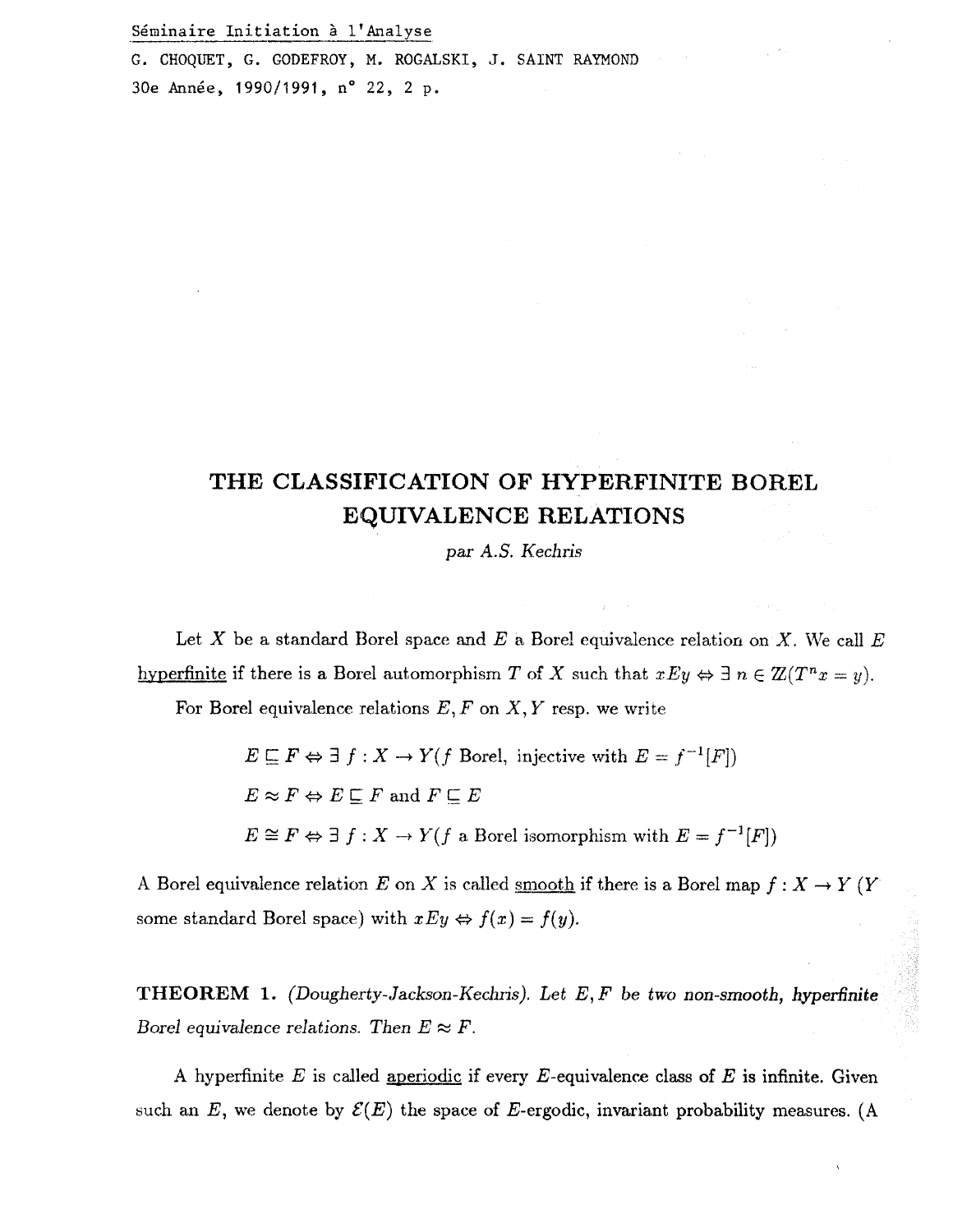Séminaire Initiation à l'Analyse

G. CHOQUET, G. GODEFROY, M. ROGALSKI, J. SAINT RAYMOND

30e Année, 1990/1991, n° 22, 2 p.

# THE CLASSIFICATION OF HYPERFINITE BOREL EQUIVALENCE RELATIONS

*par A.S. Kechris*

Let $X$ be a standard Borel space and $E$ a Borel equivalence relation on $X$. We call $E$ hyperfinite if there is a Borel automorphism $T$ of $X$ such that $xEy \Leftrightarrow \exists\, n \in \mathbb{Z}(T^n x = y)$.

For Borel equivalence relations $E, F$ on $X, Y$ resp. we write

$$E \sqsubseteq F \Leftrightarrow \exists\, f : X \to Y(f \text{ Borel, injective with } E = f^{-1}[F])$$

$$E \approx F \Leftrightarrow E \sqsubseteq F \text{ and } F \sqsubseteq E$$

$$E \cong F \Leftrightarrow \exists\, f : X \to Y(f \text{ a Borel isomorphism with } E = f^{-1}[F])$$

A Borel equivalence relation $E$ on $X$ is called smooth if there is a Borel map $f : X \to Y$ ($Y$ some standard Borel space) with $xEy \Leftrightarrow f(x) = f(y)$.

**THEOREM 1.** *(Dougherty-Jackson-Kechris). Let $E, F$ be two non-smooth, hyperfinite Borel equivalence relations. Then $E \approx F$.*

A hyperfinite $E$ is called aperiodic if every $E$-equivalence class of $E$ is infinite. Given such an $E$, we denote by $\mathcal{E}(E)$ the space of $E$-ergodic, invariant probability measures. (A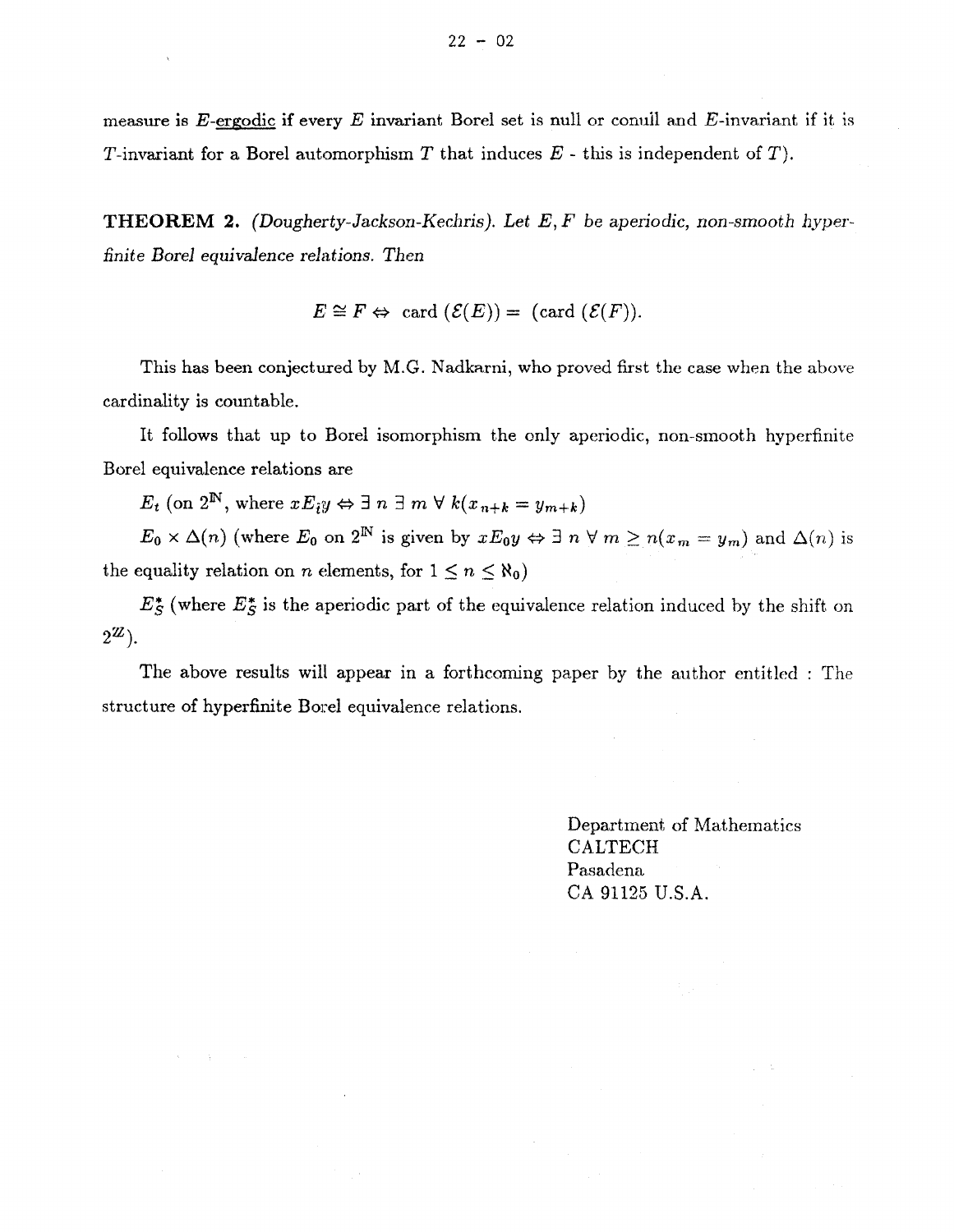measure is $E$-ergodic if every $E$ invariant Borel set is null or conull and $E$-invariant if it is $T$-invariant for a Borel automorphism $T$ that induces $E$ - this is independent of $T$).

**THEOREM 2.** *(Dougherty-Jackson-Kechris). Let $E, F$ be aperiodic, non-smooth hyperfinite Borel equivalence relations. Then*

$$E \cong F \Leftrightarrow \text{ card } (\mathcal{E}(E)) = \text{ (card } (\mathcal{E}(F)).$$

This has been conjectured by M.G. Nadkarni, who proved first the case when the above cardinality is countable.

It follows that up to Borel isomorphism the only aperiodic, non-smooth hyperfinite Borel equivalence relations are

$E_t$ (on $2^{\mathbb{N}}$, where $xE_t y \Leftrightarrow \exists\, n\ \exists\, m\ \forall\, k(x_{n+k} = y_{m+k})$

$E_0 \times \Delta(n)$ (where $E_0$ on $2^{\mathbb{N}}$ is given by $xE_0 y \Leftrightarrow \exists\, n\ \forall\, m \geq n(x_m = y_m)$ and $\Delta(n)$ is the equality relation on $n$ elements, for $1 \leq n \leq \aleph_0$)

$E_S^*$ (where $E_S^*$ is the aperiodic part of the equivalence relation induced by the shift on $2^{\mathbb{Z}}$).

The above results will appear in a forthcoming paper by the author entitled : The structure of hyperfinite Borel equivalence relations.

Department of Mathematics
CALTECH
Pasadena
CA 91125 U.S.A.